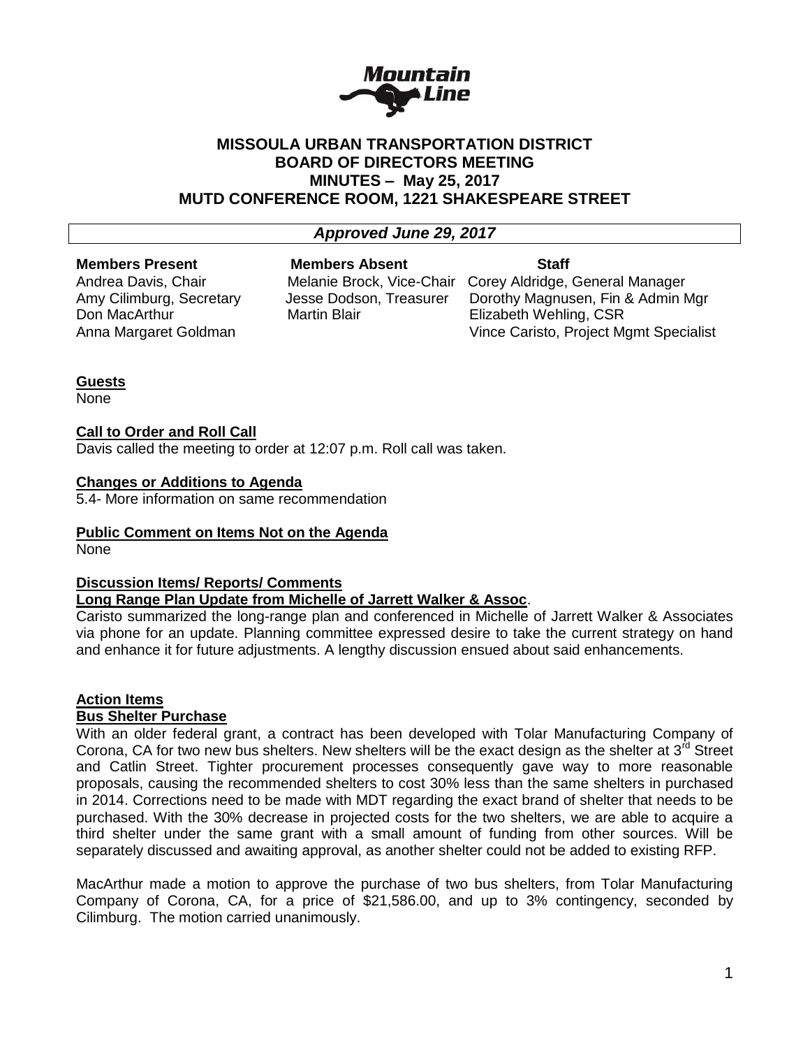# MISSOULA URBAN TRANSPORTATION DISTRICT
## BOARD OF DIRECTORS MEETING
## MINUTES – May 25, 2017
## MUTD CONFERENCE ROOM, 1221 SHAKESPEARE STREET

***Approved June 29, 2017***

| Members Present | Members Absent | Staff |
|---|---|---|
| Andrea Davis, Chair | Melanie Brock, Vice-Chair | Corey Aldridge, General Manager |
| Amy Cilimburg, Secretary | Jesse Dodson, Treasurer | Dorothy Magnusen, Fin & Admin Mgr |
| Don MacArthur | Martin Blair | Elizabeth Wehling, CSR |
| Anna Margaret Goldman | | Vince Caristo, Project Mgmt Specialist |

**Guests**

None

**Call to Order and Roll Call**

Davis called the meeting to order at 12:07 p.m. Roll call was taken.

**Changes or Additions to Agenda**

5.4- More information on same recommendation

**Public Comment on Items Not on the Agenda**

None

**Discussion Items/ Reports/ Comments**

**Long Range Plan Update from Michelle of Jarrett Walker & Assoc.**

Caristo summarized the long-range plan and conferenced in Michelle of Jarrett Walker & Associates via phone for an update. Planning committee expressed desire to take the current strategy on hand and enhance it for future adjustments. A lengthy discussion ensued about said enhancements.

**Action Items**

**Bus Shelter Purchase**

With an older federal grant, a contract has been developed with Tolar Manufacturing Company of Corona, CA for two new bus shelters. New shelters will be the exact design as the shelter at 3rd Street and Catlin Street. Tighter procurement processes consequently gave way to more reasonable proposals, causing the recommended shelters to cost 30% less than the same shelters in purchased in 2014. Corrections need to be made with MDT regarding the exact brand of shelter that needs to be purchased. With the 30% decrease in projected costs for the two shelters, we are able to acquire a third shelter under the same grant with a small amount of funding from other sources. Will be separately discussed and awaiting approval, as another shelter could not be added to existing RFP.

MacArthur made a motion to approve the purchase of two bus shelters, from Tolar Manufacturing Company of Corona, CA, for a price of $21,586.00, and up to 3% contingency, seconded by Cilimburg. The motion carried unanimously.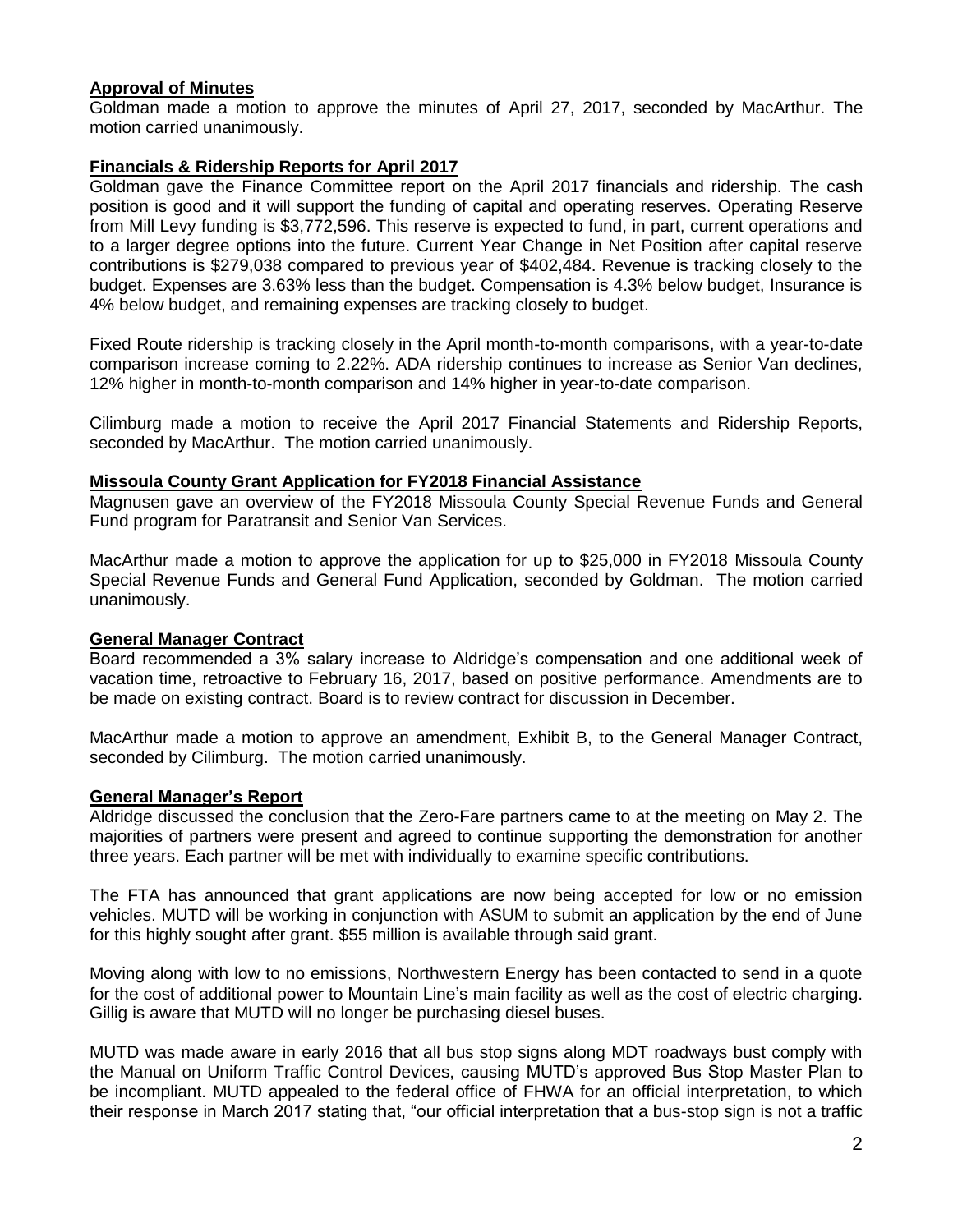## Approval of Minutes

Goldman made a motion to approve the minutes of April 27, 2017, seconded by MacArthur. The motion carried unanimously.

## Financials & Ridership Reports for April 2017

Goldman gave the Finance Committee report on the April 2017 financials and ridership. The cash position is good and it will support the funding of capital and operating reserves. Operating Reserve from Mill Levy funding is $3,772,596. This reserve is expected to fund, in part, current operations and to a larger degree options into the future. Current Year Change in Net Position after capital reserve contributions is $279,038 compared to previous year of $402,484. Revenue is tracking closely to the budget. Expenses are 3.63% less than the budget. Compensation is 4.3% below budget, Insurance is 4% below budget, and remaining expenses are tracking closely to budget.

Fixed Route ridership is tracking closely in the April month-to-month comparisons, with a year-to-date comparison increase coming to 2.22%. ADA ridership continues to increase as Senior Van declines, 12% higher in month-to-month comparison and 14% higher in year-to-date comparison.

Cilimburg made a motion to receive the April 2017 Financial Statements and Ridership Reports, seconded by MacArthur. The motion carried unanimously.

## Missoula County Grant Application for FY2018 Financial Assistance

Magnusen gave an overview of the FY2018 Missoula County Special Revenue Funds and General Fund program for Paratransit and Senior Van Services.

MacArthur made a motion to approve the application for up to $25,000 in FY2018 Missoula County Special Revenue Funds and General Fund Application, seconded by Goldman. The motion carried unanimously.

## General Manager Contract

Board recommended a 3% salary increase to Aldridge's compensation and one additional week of vacation time, retroactive to February 16, 2017, based on positive performance. Amendments are to be made on existing contract. Board is to review contract for discussion in December.

MacArthur made a motion to approve an amendment, Exhibit B, to the General Manager Contract, seconded by Cilimburg. The motion carried unanimously.

## General Manager's Report

Aldridge discussed the conclusion that the Zero-Fare partners came to at the meeting on May 2. The majorities of partners were present and agreed to continue supporting the demonstration for another three years. Each partner will be met with individually to examine specific contributions.

The FTA has announced that grant applications are now being accepted for low or no emission vehicles. MUTD will be working in conjunction with ASUM to submit an application by the end of June for this highly sought after grant. $55 million is available through said grant.

Moving along with low to no emissions, Northwestern Energy has been contacted to send in a quote for the cost of additional power to Mountain Line's main facility as well as the cost of electric charging. Gillig is aware that MUTD will no longer be purchasing diesel buses.

MUTD was made aware in early 2016 that all bus stop signs along MDT roadways bust comply with the Manual on Uniform Traffic Control Devices, causing MUTD's approved Bus Stop Master Plan to be incompliant. MUTD appealed to the federal office of FHWA for an official interpretation, to which their response in March 2017 stating that, "our official interpretation that a bus-stop sign is not a traffic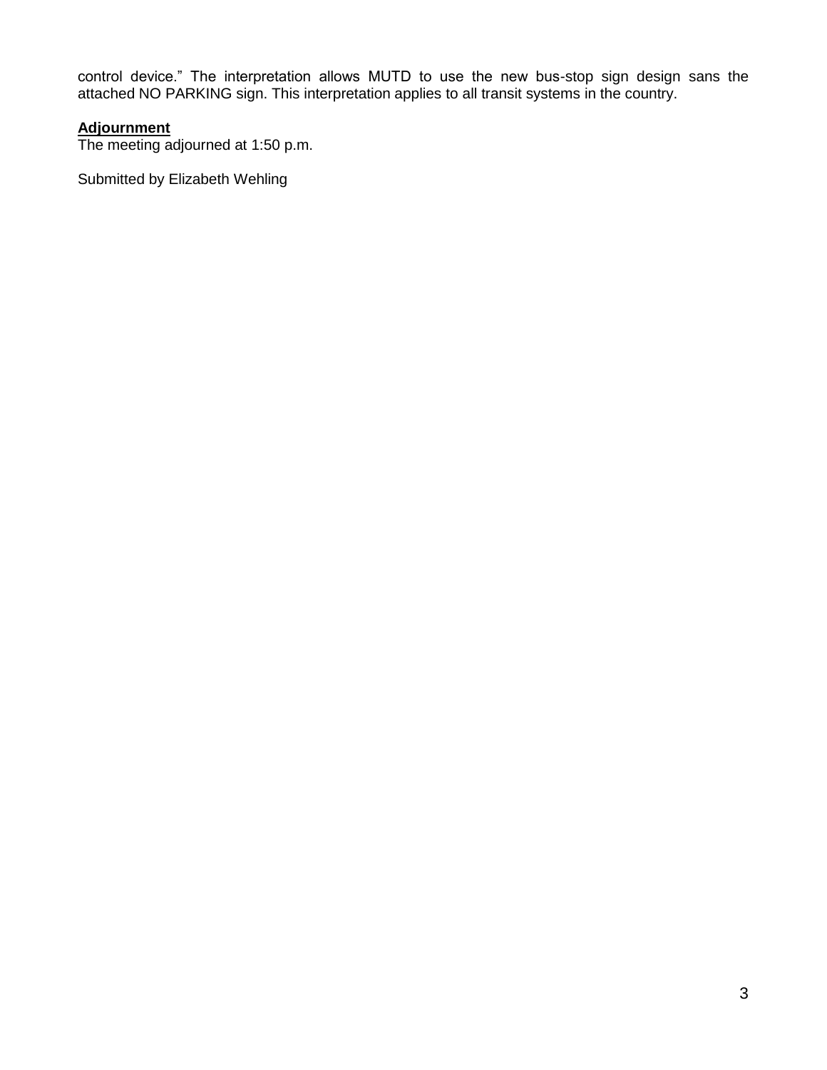control device." The interpretation allows MUTD to use the new bus-stop sign design sans the attached NO PARKING sign. This interpretation applies to all transit systems in the country.

**Adjournment**

The meeting adjourned at 1:50 p.m.

Submitted by Elizabeth Wehling